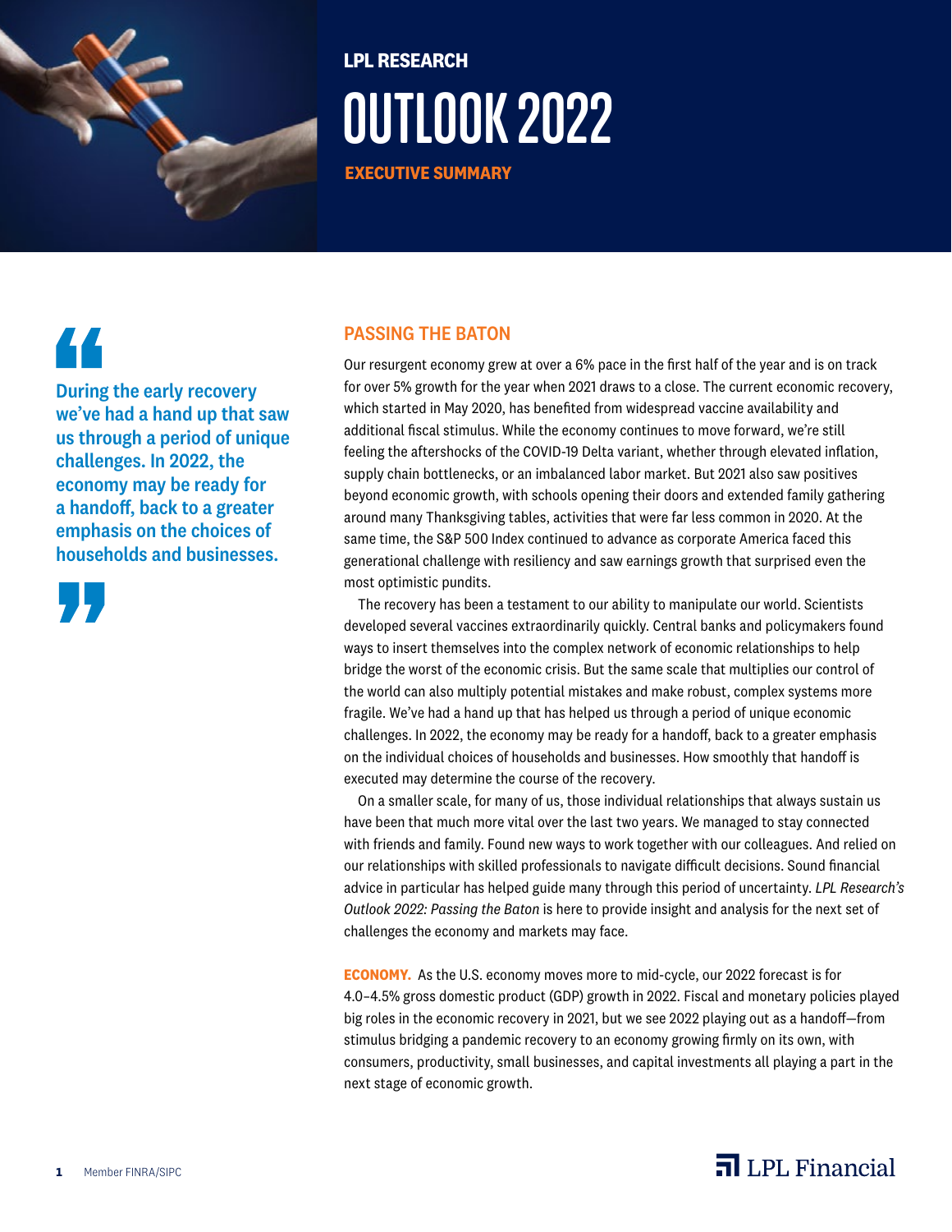LPL RESEARCH

# OUTLOOK 2022

**EXECUTIVE SUMMARY**

> **During the early recovery we've had a hand up that saw us through a period of unique challenges. In 2022, the economy may be ready for a handoff, back to a greater emphasis on the choices of households and businesses.**

## PASSING THE BATON

Our resurgent economy grew at over a 6% pace in the first half of the year and is on track for over 5% growth for the year when 2021 draws to a close. The current economic recovery, which started in May 2020, has benefited from widespread vaccine availability and additional fiscal stimulus. While the economy continues to move forward, we're still feeling the aftershocks of the COVID-19 Delta variant, whether through elevated inflation, supply chain bottlenecks, or an imbalanced labor market. But 2021 also saw positives beyond economic growth, with schools opening their doors and extended family gathering around many Thanksgiving tables, activities that were far less common in 2020. At the same time, the S&P 500 Index continued to advance as corporate America faced this generational challenge with resiliency and saw earnings growth that surprised even the most optimistic pundits.

The recovery has been a testament to our ability to manipulate our world. Scientists developed several vaccines extraordinarily quickly. Central banks and policymakers found ways to insert themselves into the complex network of economic relationships to help bridge the worst of the economic crisis. But the same scale that multiplies our control of the world can also multiply potential mistakes and make robust, complex systems more fragile. We've had a hand up that has helped us through a period of unique economic challenges. In 2022, the economy may be ready for a handoff, back to a greater emphasis on the individual choices of households and businesses. How smoothly that handoff is executed may determine the course of the recovery.

On a smaller scale, for many of us, those individual relationships that always sustain us have been that much more vital over the last two years. We managed to stay connected with friends and family. Found new ways to work together with our colleagues. And relied on our relationships with skilled professionals to navigate difficult decisions. Sound financial advice in particular has helped guide many through this period of uncertainty. *LPL Research's Outlook 2022: Passing the Baton* is here to provide insight and analysis for the next set of challenges the economy and markets may face.

**ECONOMY.** As the U.S. economy moves more to mid-cycle, our 2022 forecast is for 4.0–4.5% gross domestic product (GDP) growth in 2022. Fiscal and monetary policies played big roles in the economic recovery in 2021, but we see 2022 playing out as a handoff—from stimulus bridging a pandemic recovery to an economy growing firmly on its own, with consumers, productivity, small businesses, and capital investments all playing a part in the next stage of economic growth.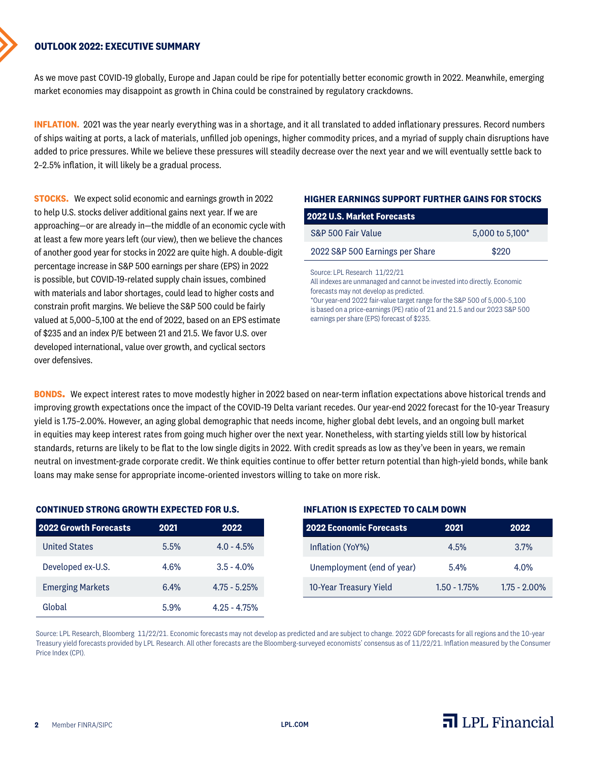## OUTLOOK 2022: EXECUTIVE SUMMARY

As we move past COVID-19 globally, Europe and Japan could be ripe for potentially better economic growth in 2022. Meanwhile, emerging market economies may disappoint as growth in China could be constrained by regulatory crackdowns.

**INFLATION.** 2021 was the year nearly everything was in a shortage, and it all translated to added inflationary pressures. Record numbers of ships waiting at ports, a lack of materials, unfilled job openings, higher commodity prices, and a myriad of supply chain disruptions have added to price pressures. While we believe these pressures will steadily decrease over the next year and we will eventually settle back to 2–2.5% inflation, it will likely be a gradual process.

**STOCKS.** We expect solid economic and earnings growth in 2022 to help U.S. stocks deliver additional gains next year. If we are approaching—or are already in—the middle of an economic cycle with at least a few more years left (our view), then we believe the chances of another good year for stocks in 2022 are quite high. A double-digit percentage increase in S&P 500 earnings per share (EPS) in 2022 is possible, but COVID-19-related supply chain issues, combined with materials and labor shortages, could lead to higher costs and constrain profit margins. We believe the S&P 500 could be fairly valued at 5,000–5,100 at the end of 2022, based on an EPS estimate of $235 and an index P/E between 21 and 21.5. We favor U.S. over developed international, value over growth, and cyclical sectors over defensives.

### HIGHER EARNINGS SUPPORT FURTHER GAINS FOR STOCKS

| 2022 U.S. Market Forecasts | |
|---|---|
| S&P 500 Fair Value | 5,000 to 5,100* |
| 2022 S&P 500 Earnings per Share | $220 |

Source: LPL Research 11/22/21
All indexes are unmanaged and cannot be invested into directly. Economic forecasts may not develop as predicted.
*Our year-end 2022 fair-value target range for the S&P 500 of 5,000-5,100 is based on a price-earnings (PE) ratio of 21 and 21.5 and our 2023 S&P 500 earnings per share (EPS) forecast of $235.

**BONDS.** We expect interest rates to move modestly higher in 2022 based on near-term inflation expectations above historical trends and improving growth expectations once the impact of the COVID-19 Delta variant recedes. Our year-end 2022 forecast for the 10-year Treasury yield is 1.75–2.00%. However, an aging global demographic that needs income, higher global debt levels, and an ongoing bull market in equities may keep interest rates from going much higher over the next year. Nonetheless, with starting yields still low by historical standards, returns are likely to be flat to the low single digits in 2022. With credit spreads as low as they've been in years, we remain neutral on investment-grade corporate credit. We think equities continue to offer better return potential than high-yield bonds, while bank loans may make sense for appropriate income-oriented investors willing to take on more risk.

### CONTINUED STRONG GROWTH EXPECTED FOR U.S.

| 2022 Growth Forecasts | 2021 | 2022 |
|---|---|---|
| United States | 5.5% | 4.0 - 4.5% |
| Developed ex-U.S. | 4.6% | 3.5 - 4.0% |
| Emerging Markets | 6.4% | 4.75 - 5.25% |
| Global | 5.9% | 4.25 - 4.75% |

### INFLATION IS EXPECTED TO CALM DOWN

| 2022 Economic Forecasts | 2021 | 2022 |
|---|---|---|
| Inflation (YoY%) | 4.5% | 3.7% |
| Unemployment (end of year) | 5.4% | 4.0% |
| 10-Year Treasury Yield | 1.50 - 1.75% | 1.75 - 2.00% |

Source: LPL Research, Bloomberg 11/22/21. Economic forecasts may not develop as predicted and are subject to change. 2022 GDP forecasts for all regions and the 10-year Treasury yield forecasts provided by LPL Research. All other forecasts are the Bloomberg-surveyed economists' consensus as of 11/22/21. Inflation measured by the Consumer Price Index (CPI).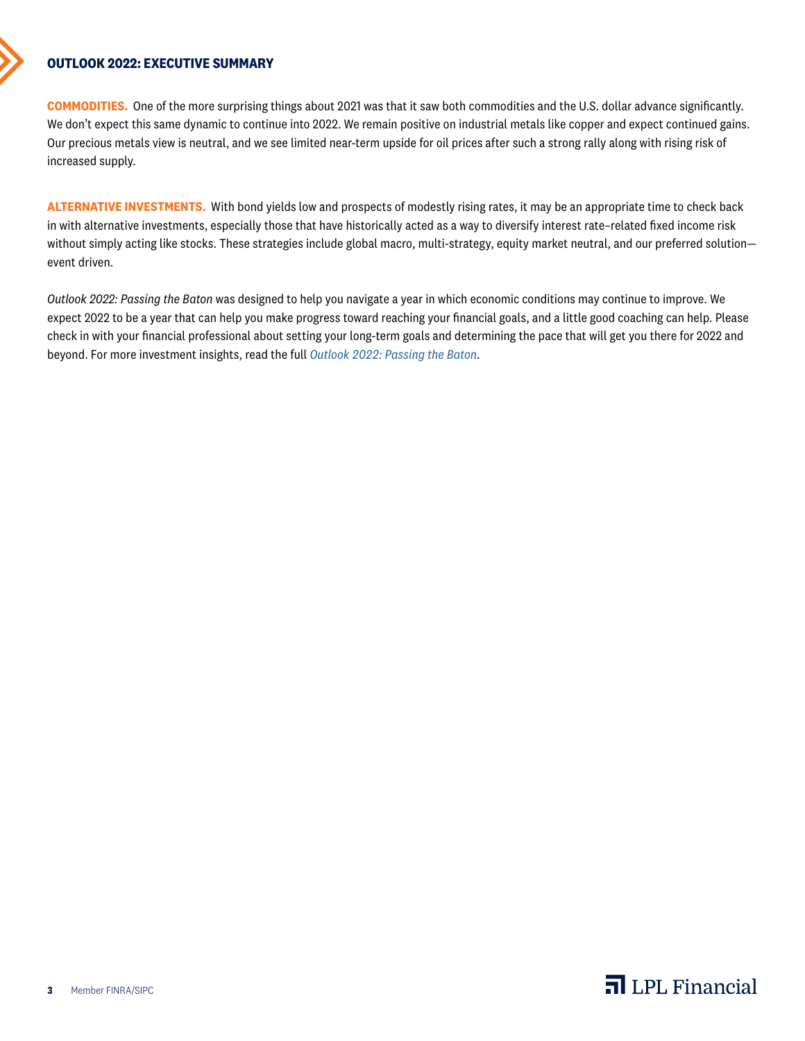**COMMODITIES.** One of the more surprising things about 2021 was that it saw both commodities and the U.S. dollar advance significantly. We don't expect this same dynamic to continue into 2022. We remain positive on industrial metals like copper and expect continued gains. Our precious metals view is neutral, and we see limited near-term upside for oil prices after such a strong rally along with rising risk of increased supply.

**ALTERNATIVE INVESTMENTS.** With bond yields low and prospects of modestly rising rates, it may be an appropriate time to check back in with alternative investments, especially those that have historically acted as a way to diversify interest rate–related fixed income risk without simply acting like stocks. These strategies include global macro, multi-strategy, equity market neutral, and our preferred solution—event driven.

*Outlook 2022: Passing the Baton* was designed to help you navigate a year in which economic conditions may continue to improve. We expect 2022 to be a year that can help you make progress toward reaching your financial goals, and a little good coaching can help. Please check in with your financial professional about setting your long-term goals and determining the pace that will get you there for 2022 and beyond. For more investment insights, read the full *Outlook 2022: Passing the Baton*.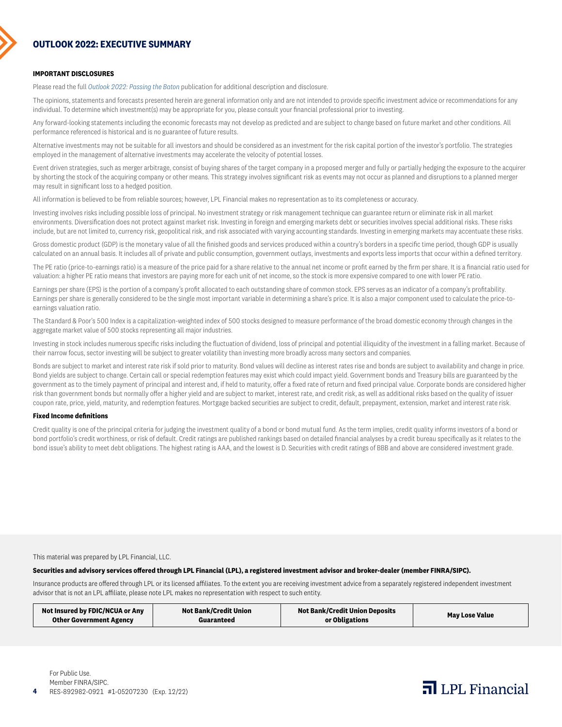## OUTLOOK 2022: EXECUTIVE SUMMARY

### IMPORTANT DISCLOSURES

Please read the full *Outlook 2022: Passing the Baton* publication for additional description and disclosure.

The opinions, statements and forecasts presented herein are general information only and are not intended to provide specific investment advice or recommendations for any individual. To determine which investment(s) may be appropriate for you, please consult your financial professional prior to investing.

Any forward-looking statements including the economic forecasts may not develop as predicted and are subject to change based on future market and other conditions. All performance referenced is historical and is no guarantee of future results.

Alternative investments may not be suitable for all investors and should be considered as an investment for the risk capital portion of the investor's portfolio. The strategies employed in the management of alternative investments may accelerate the velocity of potential losses.

Event driven strategies, such as merger arbitrage, consist of buying shares of the target company in a proposed merger and fully or partially hedging the exposure to the acquirer by shorting the stock of the acquiring company or other means. This strategy involves significant risk as events may not occur as planned and disruptions to a planned merger may result in significant loss to a hedged position.

All information is believed to be from reliable sources; however, LPL Financial makes no representation as to its completeness or accuracy.

Investing involves risks including possible loss of principal. No investment strategy or risk management technique can guarantee return or eliminate risk in all market environments. Diversification does not protect against market risk. Investing in foreign and emerging markets debt or securities involves special additional risks. These risks include, but are not limited to, currency risk, geopolitical risk, and risk associated with varying accounting standards. Investing in emerging markets may accentuate these risks.

Gross domestic product (GDP) is the monetary value of all the finished goods and services produced within a country's borders in a specific time period, though GDP is usually calculated on an annual basis. It includes all of private and public consumption, government outlays, investments and exports less imports that occur within a defined territory.

The PE ratio (price-to-earnings ratio) is a measure of the price paid for a share relative to the annual net income or profit earned by the firm per share. It is a financial ratio used for valuation: a higher PE ratio means that investors are paying more for each unit of net income, so the stock is more expensive compared to one with lower PE ratio.

Earnings per share (EPS) is the portion of a company's profit allocated to each outstanding share of common stock. EPS serves as an indicator of a company's profitability. Earnings per share is generally considered to be the single most important variable in determining a share's price. It is also a major component used to calculate the price-to-earnings valuation ratio.

The Standard & Poor's 500 Index is a capitalization-weighted index of 500 stocks designed to measure performance of the broad domestic economy through changes in the aggregate market value of 500 stocks representing all major industries.

Investing in stock includes numerous specific risks including the fluctuation of dividend, loss of principal and potential illiquidity of the investment in a falling market. Because of their narrow focus, sector investing will be subject to greater volatility than investing more broadly across many sectors and companies.

Bonds are subject to market and interest rate risk if sold prior to maturity. Bond values will decline as interest rates rise and bonds are subject to availability and change in price. Bond yields are subject to change. Certain call or special redemption features may exist which could impact yield. Government bonds and Treasury bills are guaranteed by the government as to the timely payment of principal and interest and, if held to maturity, offer a fixed rate of return and fixed principal value. Corporate bonds are considered higher risk than government bonds but normally offer a higher yield and are subject to market, interest rate, and credit risk, as well as additional risks based on the quality of issuer coupon rate, price, yield, maturity, and redemption features. Mortgage backed securities are subject to credit, default, prepayment, extension, market and interest rate risk.

#### Fixed Income definitions

Credit quality is one of the principal criteria for judging the investment quality of a bond or bond mutual fund. As the term implies, credit quality informs investors of a bond or bond portfolio's credit worthiness, or risk of default. Credit ratings are published rankings based on detailed financial analyses by a credit bureau specifically as it relates to the bond issue's ability to meet debt obligations. The highest rating is AAA, and the lowest is D. Securities with credit ratings of BBB and above are considered investment grade.

This material was prepared by LPL Financial, LLC.

**Securities and advisory services offered through LPL Financial (LPL), a registered investment advisor and broker-dealer (member FINRA/SIPC).**

Insurance products are offered through LPL or its licensed affiliates. To the extent you are receiving investment advice from a separately registered independent investment advisor that is not an LPL affiliate, please note LPL makes no representation with respect to such entity.

| | | | |
|---|---|---|---|
| **Not Insured by FDIC/NCUA or Any Other Government Agency** | **Not Bank/Credit Union Guaranteed** | **Not Bank/Credit Union Deposits or Obligations** | **May Lose Value** |

For Public Use.
Member FINRA/SIPC.
RES-892982-0921 #1-05207230 (Exp. 12/22)

LPL Financial